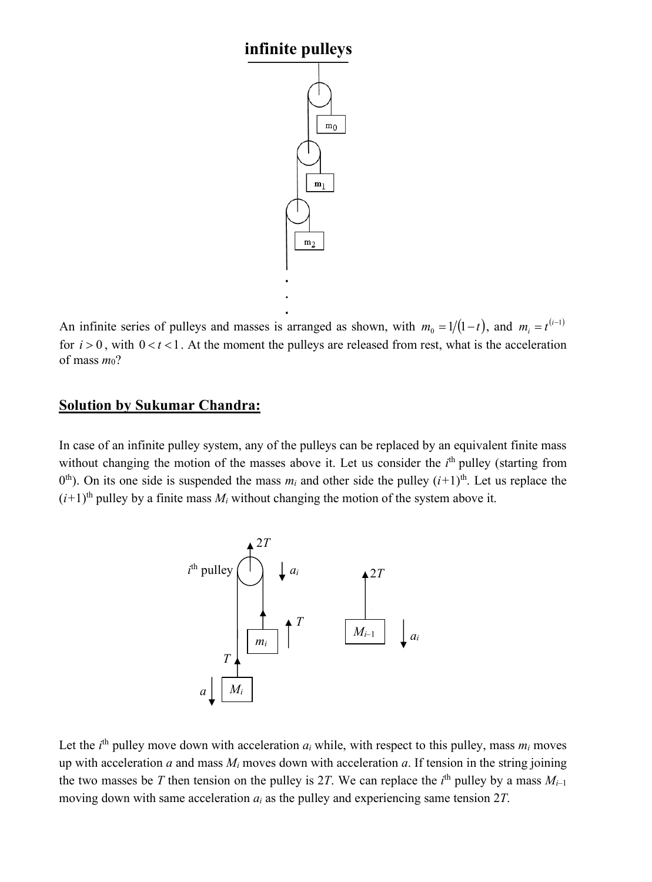# infinite pulleys

An infinite series of pulleys and masses is arranged as shown, with $m_0 = 1/(1-t)$, and $m_i = t^{(i-1)}$ for $i > 0$, with $0 < t < 1$. At the moment the pulleys are released from rest, what is the acceleration of mass $m_0$?

## Solution by Sukumar Chandra:

In case of an infinite pulley system, any of the pulleys can be replaced by an equivalent finite mass without changing the motion of the masses above it. Let us consider the $i^{th}$ pulley (starting from $0^{th}$). On its one side is suspended the mass $m_i$ and other side the pulley $(i+1)^{th}$. Let us replace the $(i+1)^{th}$ pulley by a finite mass $M_i$ without changing the motion of the system above it.

Let the $i^{th}$ pulley move down with acceleration $a_i$ while, with respect to this pulley, mass $m_i$ moves up with acceleration $a$ and mass $M_i$ moves down with acceleration $a$. If tension in the string joining the two masses be $T$ then tension on the pulley is $2T$. We can replace the $i^{th}$ pulley by a mass $M_{i-1}$ moving down with same acceleration $a_i$ as the pulley and experiencing same tension $2T$.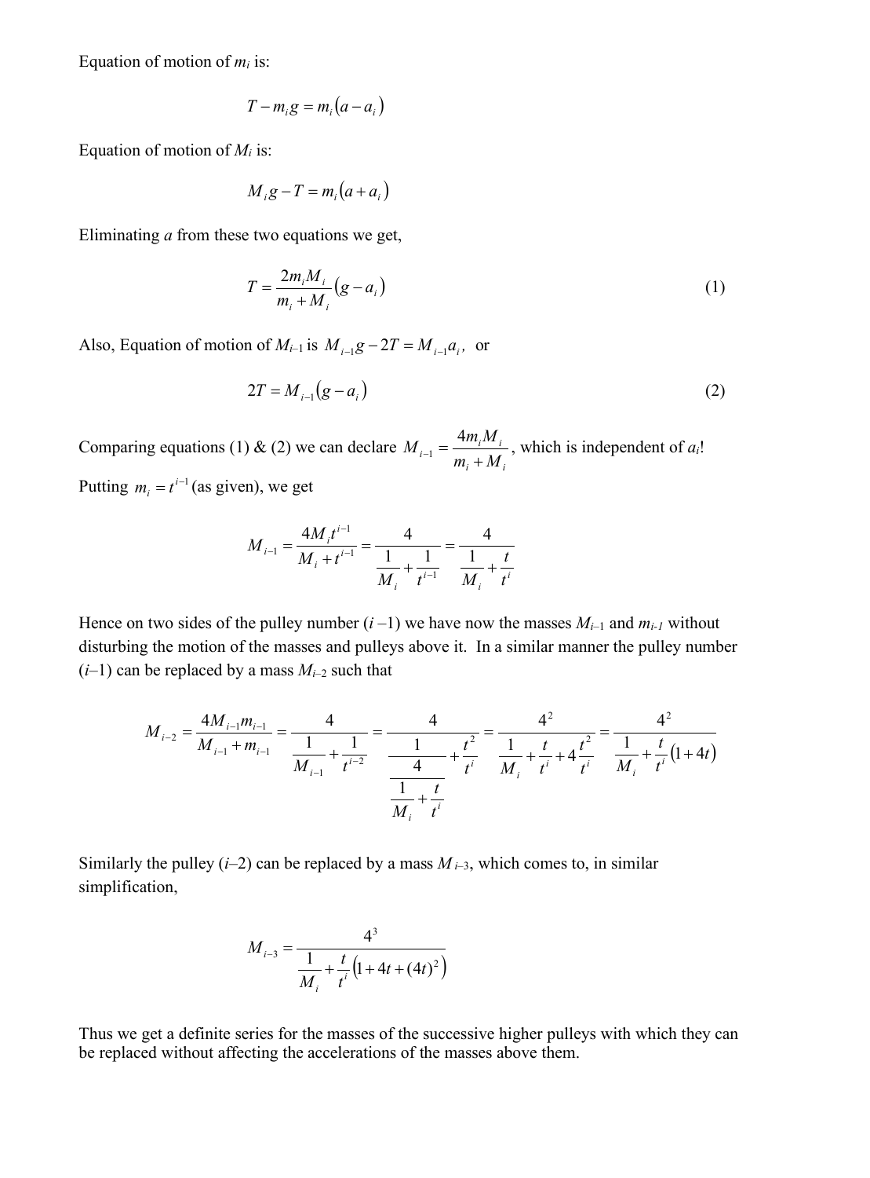Equation of motion of $m_i$ is:

$$T - m_i g = m_i(a - a_i)$$

Equation of motion of $M_i$ is:

$$M_i g - T = m_i(a + a_i)$$

Eliminating $a$ from these two equations we get,

$$T = \frac{2m_i M_i}{m_i + M_i}(g - a_i) \tag{1}$$

Also, Equation of motion of $M_{i-1}$ is $M_{i-1}g - 2T = M_{i-1}a_i$, or

$$2T = M_{i-1}(g - a_i) \tag{2}$$

Comparing equations (1) & (2) we can declare $M_{i-1} = \dfrac{4m_i M_i}{m_i + M_i}$, which is independent of $a_i$!

Putting $m_i = t^{i-1}$ (as given), we get

$$M_{i-1} = \frac{4M_i t^{i-1}}{M_i + t^{i-1}} = \frac{4}{\dfrac{1}{M_i} + \dfrac{1}{t^{i-1}}} = \frac{4}{\dfrac{1}{M_i} + \dfrac{t}{t^i}}$$

Hence on two sides of the pulley number ($i$ –1) we have now the masses $M_{i-1}$ and $m_{i-1}$ without disturbing the motion of the masses and pulleys above it. In a similar manner the pulley number ($i$–1) can be replaced by a mass $M_{i-2}$ such that

$$M_{i-2} = \frac{4M_{i-1}m_{i-1}}{M_{i-1} + m_{i-1}} = \frac{4}{\dfrac{1}{M_{i-1}} + \dfrac{1}{t^{i-2}}} = \frac{4}{\dfrac{1}{\dfrac{4}{\dfrac{1}{M_i} + \dfrac{t}{t^i}}} + \dfrac{t^2}{t^i}} = \frac{4^2}{\dfrac{1}{M_i} + \dfrac{t}{t^i} + 4\dfrac{t^2}{t^i}} = \frac{4^2}{\dfrac{1}{M_i} + \dfrac{t}{t^i}(1 + 4t)}$$

Similarly the pulley ($i$–2) can be replaced by a mass $M_{i-3}$, which comes to, in similar simplification,

$$M_{i-3} = \frac{4^3}{\dfrac{1}{M_i} + \dfrac{t}{t^i}\left(1 + 4t + (4t)^2\right)}$$

Thus we get a definite series for the masses of the successive higher pulleys with which they can be replaced without affecting the accelerations of the masses above them.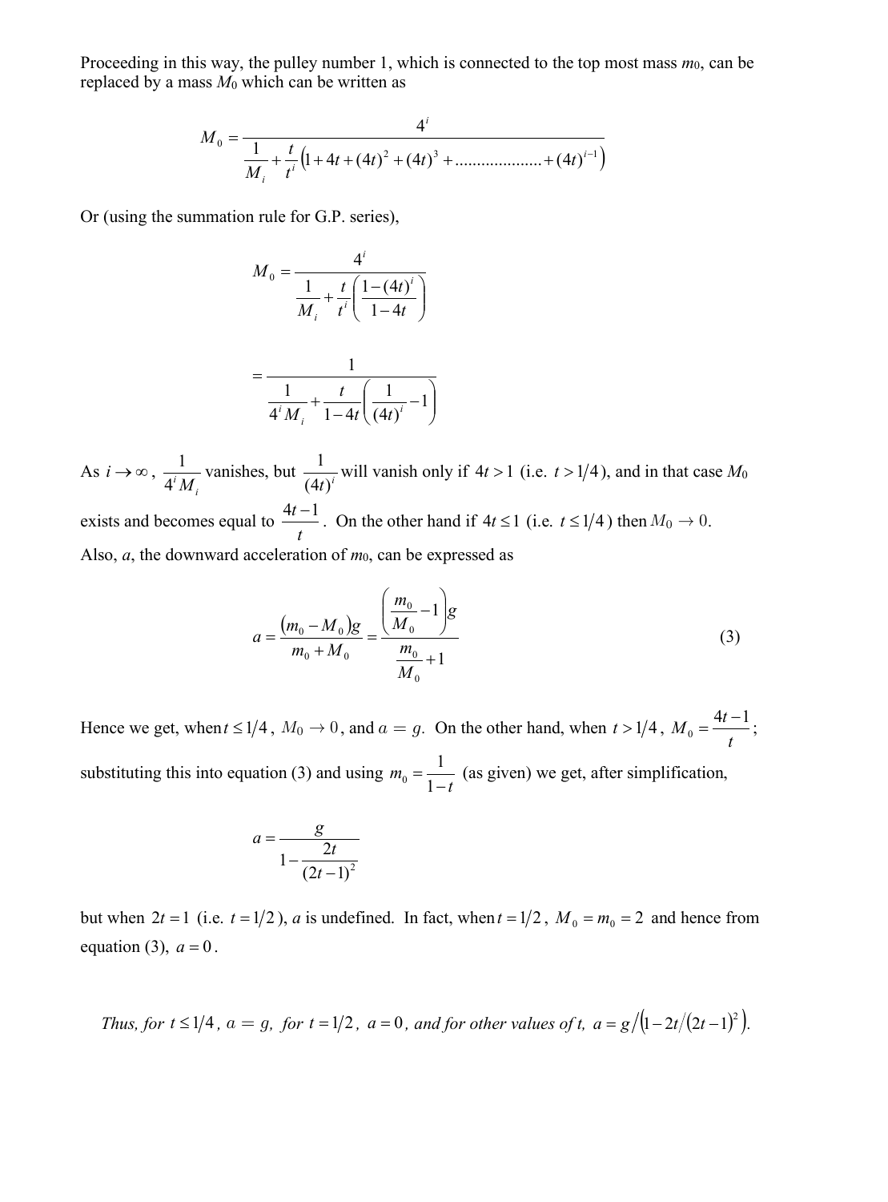Proceeding in this way, the pulley number 1, which is connected to the top most mass $m_0$, can be replaced by a mass $M_0$ which can be written as

$$M_0 = \frac{4^i}{\frac{1}{M_i} + \frac{t}{t^i}\left(1 + 4t + (4t)^2 + (4t)^3 + \dots\dots\dots\dots\dots\dots + (4t)^{i-1}\right)}$$

Or (using the summation rule for G.P. series),

$$M_0 = \frac{4^i}{\frac{1}{M_i} + \frac{t}{t^i}\left(\frac{1-(4t)^i}{1-4t}\right)}$$

$$= \frac{1}{\frac{1}{4^i M_i} + \frac{t}{1-4t}\left(\frac{1}{(4t)^i} - 1\right)}$$

As $i \to \infty$, $\frac{1}{4^i M_i}$ vanishes, but $\frac{1}{(4t)^i}$ will vanish only if $4t > 1$ (i.e. $t > 1/4$), and in that case $M_0$ exists and becomes equal to $\frac{4t-1}{t}$. On the other hand if $4t \le 1$ (i.e. $t \le 1/4$) then $M_0 \to 0$.

Also, $a$, the downward acceleration of $m_0$, can be expressed as

$$a = \frac{(m_0 - M_0)g}{m_0 + M_0} = \frac{\left(\frac{m_0}{M_0} - 1\right)g}{\frac{m_0}{M_0} + 1} \tag{3}$$

Hence we get, when $t \le 1/4$, $M_0 \to 0$, and $a = g$. On the other hand, when $t > 1/4$, $M_0 = \frac{4t-1}{t}$; substituting this into equation (3) and using $m_0 = \frac{1}{1-t}$ (as given) we get, after simplification,

$$a = \frac{g}{1 - \frac{2t}{(2t-1)^2}}$$

but when $2t = 1$ (i.e. $t = 1/2$), $a$ is undefined. In fact, when $t = 1/2$, $M_0 = m_0 = 2$ and hence from equation (3), $a = 0$.

*Thus, for $t \le 1/4$, $a = g$, for $t = 1/2$, $a = 0$, and for other values of t, $a = g/\left(1 - 2t/(2t-1)^2\right)$.*